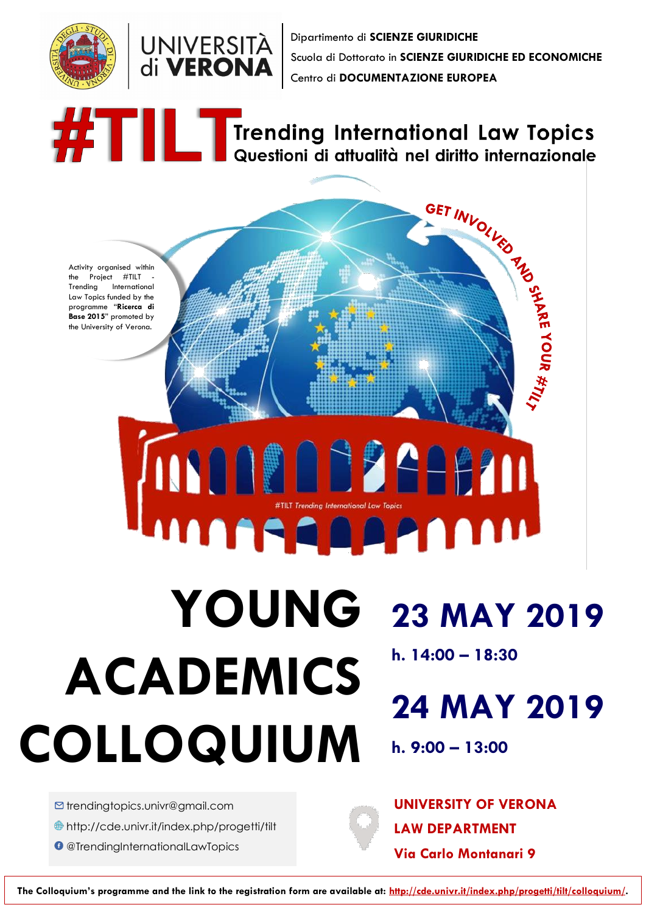UNIVERSITÀ di VERONA

Dipartimento di **SCIENZE GIURIDICHE**
Scuola di Dottorato in **SCIENZE GIURIDICHE ED ECONOMICHE**
Centro di **DOCUMENTAZIONE EUROPEA**

# #TILT Trending International Law Topics

## Questioni di attualità nel diritto internazionale

Activity organised within the Project #TILT - Trending International Law Topics funded by the programme "**Ricerca di Base 2015**" promoted by the University of Verona.

GET INVOLVED AND SHARE YOUR #TILT

*#TILT Trending International Law Topics*

# YOUNG ACADEMICS COLLOQUIUM

## 23 MAY 2019

**h. 14:00 – 18:30**

## 24 MAY 2019

**h. 9:00 – 13:00**

- trendingtopics.univr@gmail.com
- http://cde.univr.it/index.php/progetti/tilt
- @TrendingInternationalLawTopics

**UNIVERSITY OF VERONA**
**LAW DEPARTMENT**
**Via Carlo Montanari 9**

**The Colloquium's programme and the link to the registration form are available at: http://cde.univr.it/index.php/progetti/tilt/colloquium/.**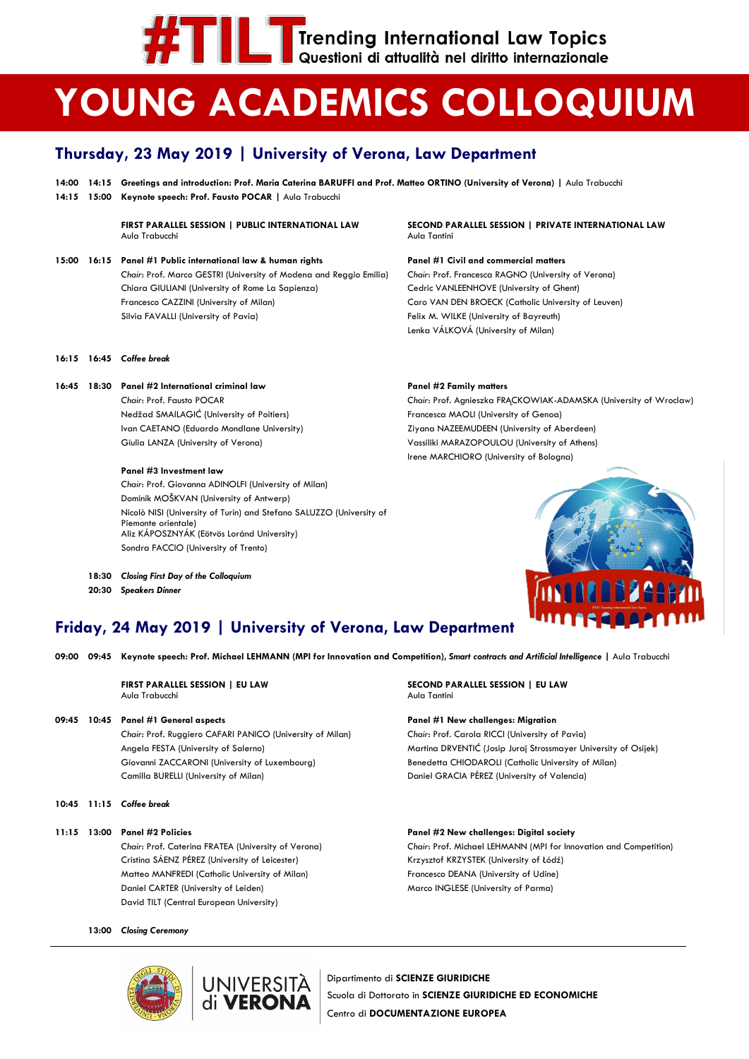# #TILT Trending International Law Topics
Questioni di attualità nel diritto internazionale

# YOUNG ACADEMICS COLLOQUIUM

## Thursday, 23 May 2019 | University of Verona, Law Department

**14:00 14:15 Greetings and introduction: Prof. Maria Caterina BARUFFI and Prof. Matteo ORTINO (University of Verona) |** Aula Trabucchi

**14:15 15:00 Keynote speech: Prof. Fausto POCAR |** Aula Trabucchi

### FIRST PARALLEL SESSION | PUBLIC INTERNATIONAL LAW
Aula Trabucchi

**15:00 16:15 Panel #1 Public international law & human rights**
*Chair*: Prof. Marco GESTRI (University of Modena and Reggio Emilia)
Chiara GIULIANI (University of Rome La Sapienza)
Francesco CAZZINI (University of Milan)
Silvia FAVALLI (University of Pavia)

**16:15 16:45** ***Coffee break***

**16:45 18:30 Panel #2 International criminal law**
*Chair*: Prof. Fausto POCAR
Nedžad SMAILAGIĆ (University of Poitiers)
Ivan CAETANO (Eduardo Mondlane University)
Giulia LANZA (University of Verona)

**Panel #3 Investment law**
*Chair*: Prof. Giovanna ADINOLFI (University of Milan)
Dominik MOŠKVAN (University of Antwerp)
Nicolò NISI (University of Turin) and Stefano SALUZZO (University of Piemonte orientale)
Aliz KÁPOSZNYÁK (Eötvös Loránd University)
Sondra FACCIO (University of Trento)

### SECOND PARALLEL SESSION | PRIVATE INTERNATIONAL LAW
Aula Tantini

**Panel #1 Civil and commercial matters**
*Chair*: Prof. Francesca RAGNO (University of Verona)
Cedric VANLEENHOVE (University of Ghent)
Caro VAN DEN BROECK (Catholic University of Leuven)
Felix M. WILKE (University of Bayreuth)
Lenka VÁLKOVÁ (University of Milan)

**Panel #2 Family matters**
*Chair*: Prof. Agnieszka FRĄCKOWIAK-ADAMSKA (University of Wroclaw)
Francesca MAOLI (University of Genoa)
Ziyana NAZEEMUDEEN (University of Aberdeen)
Vassiliki MARAZOPOULOU (University of Athens)
Irene MARCHIORO (University of Bologna)

**18:30** ***Closing First Day of the Colloquium***
**20:30** ***Speakers Dinner***

## Friday, 24 May 2019 | University of Verona, Law Department

**09:00 09:45 Keynote speech: Prof. Michael LEHMANN (MPI for Innovation and Competition),** ***Smart contracts and Artificial Intelligence*** **|** Aula Trabucchi

### FIRST PARALLEL SESSION | EU LAW
Aula Trabucchi

**09:45 10:45 Panel #1 General aspects**
*Chair*: Prof. Ruggiero CAFARI PANICO (University of Milan)
Angela FESTA (University of Salerno)
Giovanni ZACCARONI (University of Luxembourg)
Camilla BURELLI (University of Milan)

**10:45 11:15** ***Coffee break***

**11:15 13:00 Panel #2 Policies**
*Chair*: Prof. Caterina FRATEA (University of Verona)
Cristina SÁENZ PÉREZ (University of Leicester)
Matteo MANFREDI (Catholic University of Milan)
Daniel CARTER (University of Leiden)
David TILT (Central European University)

### SECOND PARALLEL SESSION | EU LAW
Aula Tantini

**Panel #1 New challenges: Migration**
*Chair*: Prof. Carola RICCI (University of Pavia)
Martina DRVENTIĆ (Josip Juraj Strossmayer University of Osijek)
Benedetta CHIODAROLI (Catholic University of Milan)
Daniel GRACIA PÉREZ (University of Valencia)

**Panel #2 New challenges: Digital society**
*Chair*: Prof. Michael LEHMANN (MPI for Innovation and Competition)
Krzysztof KRZYSTEK (University of Łódź)
Francesco DEANA (University of Udine)
Marco INGLESE (University of Parma)

**13:00** ***Closing Ceremony***

---

UNIVERSITÀ di VERONA

Dipartimento di **SCIENZE GIURIDICHE**
Scuola di Dottorato in **SCIENZE GIURIDICHE ED ECONOMICHE**
Centro di **DOCUMENTAZIONE EUROPEA**